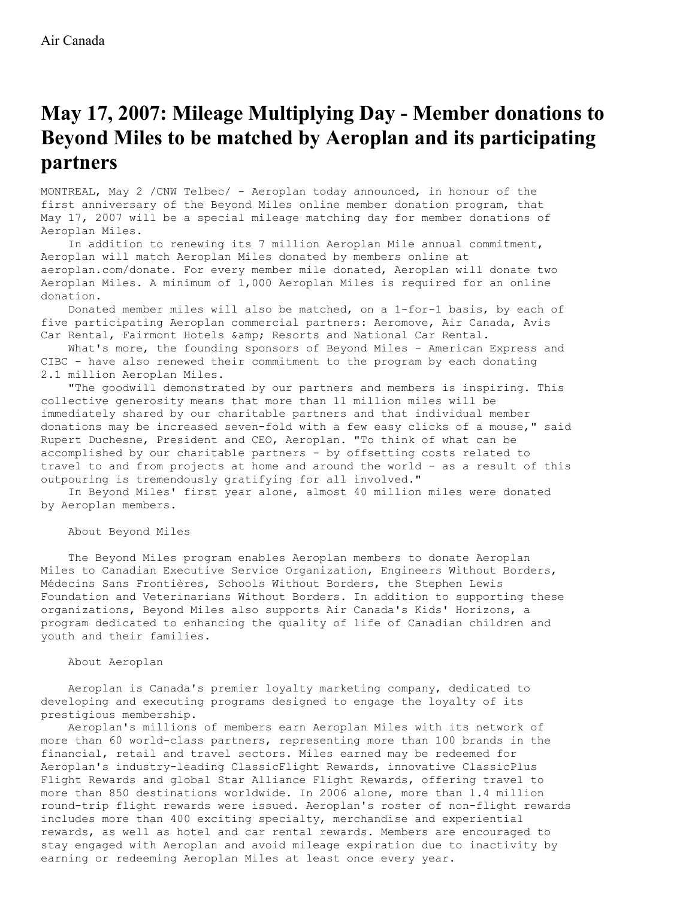Air Canada

# May 17, 2007: Mileage Multiplying Day - Member donations to Beyond Miles to be matched by Aeroplan and its participating partners

MONTREAL, May 2 /CNW Telbec/ - Aeroplan today announced, in honour of the first anniversary of the Beyond Miles online member donation program, that May 17, 2007 will be a special mileage matching day for member donations of Aeroplan Miles.

In addition to renewing its 7 million Aeroplan Mile annual commitment, Aeroplan will match Aeroplan Miles donated by members online at aeroplan.com/donate. For every member mile donated, Aeroplan will donate two Aeroplan Miles. A minimum of 1,000 Aeroplan Miles is required for an online donation.

Donated member miles will also be matched, on a 1-for-1 basis, by each of five participating Aeroplan commercial partners: Aeromove, Air Canada, Avis Car Rental, Fairmont Hotels &amp; Resorts and National Car Rental.

What's more, the founding sponsors of Beyond Miles - American Express and CIBC - have also renewed their commitment to the program by each donating 2.1 million Aeroplan Miles.

"The goodwill demonstrated by our partners and members is inspiring. This collective generosity means that more than 11 million miles will be immediately shared by our charitable partners and that individual member donations may be increased seven-fold with a few easy clicks of a mouse," said Rupert Duchesne, President and CEO, Aeroplan. "To think of what can be accomplished by our charitable partners - by offsetting costs related to travel to and from projects at home and around the world - as a result of this outpouring is tremendously gratifying for all involved."

In Beyond Miles' first year alone, almost 40 million miles were donated by Aeroplan members.

About Beyond Miles

The Beyond Miles program enables Aeroplan members to donate Aeroplan Miles to Canadian Executive Service Organization, Engineers Without Borders, Médecins Sans Frontières, Schools Without Borders, the Stephen Lewis Foundation and Veterinarians Without Borders. In addition to supporting these organizations, Beyond Miles also supports Air Canada's Kids' Horizons, a program dedicated to enhancing the quality of life of Canadian children and youth and their families.

About Aeroplan

Aeroplan is Canada's premier loyalty marketing company, dedicated to developing and executing programs designed to engage the loyalty of its prestigious membership.

Aeroplan's millions of members earn Aeroplan Miles with its network of more than 60 world-class partners, representing more than 100 brands in the financial, retail and travel sectors. Miles earned may be redeemed for Aeroplan's industry-leading ClassicFlight Rewards, innovative ClassicPlus Flight Rewards and global Star Alliance Flight Rewards, offering travel to more than 850 destinations worldwide. In 2006 alone, more than 1.4 million round-trip flight rewards were issued. Aeroplan's roster of non-flight rewards includes more than 400 exciting specialty, merchandise and experiential rewards, as well as hotel and car rental rewards. Members are encouraged to stay engaged with Aeroplan and avoid mileage expiration due to inactivity by earning or redeeming Aeroplan Miles at least once every year.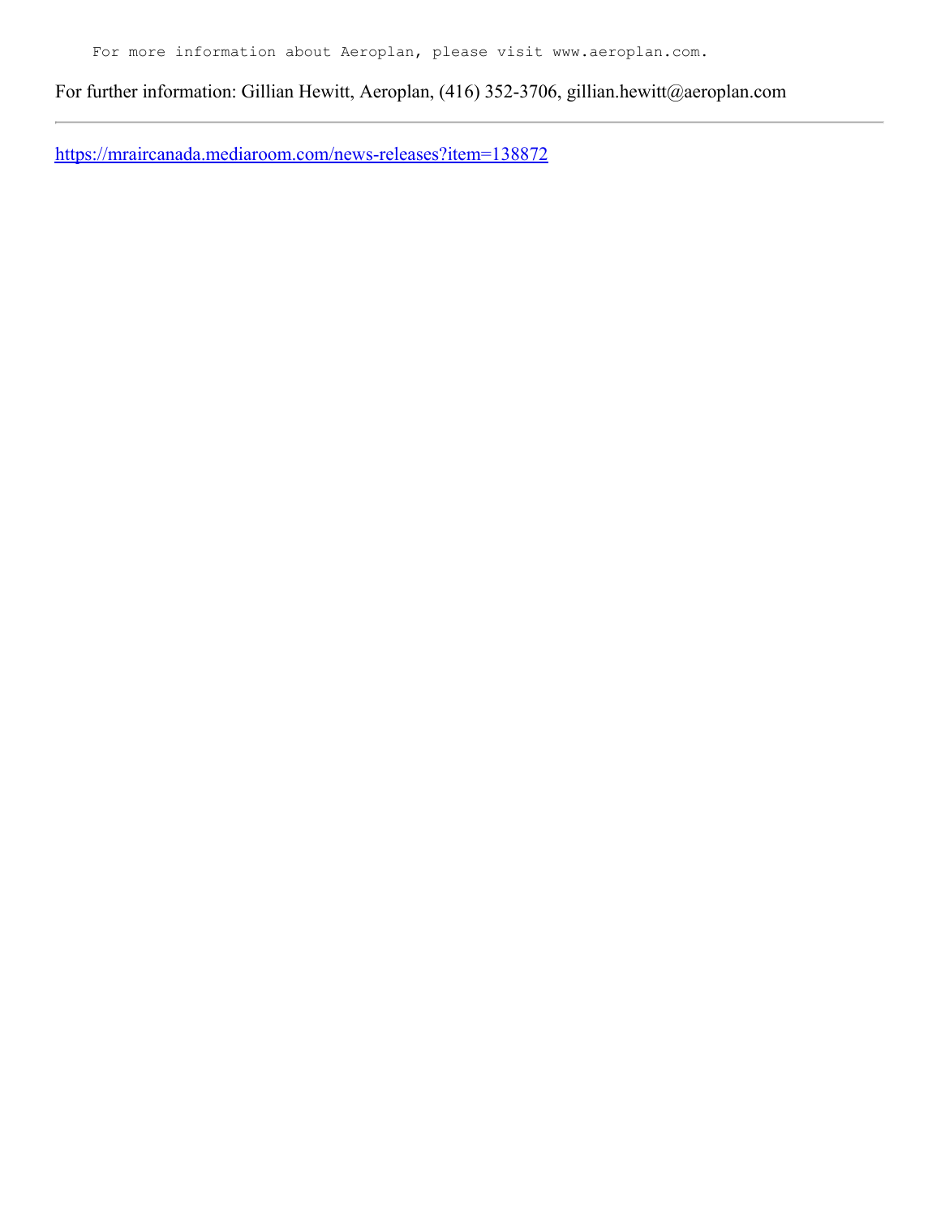```
For more information about Aeroplan, please visit www.aeroplan.com.
```

For further information: Gillian Hewitt, Aeroplan, (416) 352-3706, gillian.hewitt@aeroplan.com

---

https://mraircanada.mediaroom.com/news-releases?item=138872